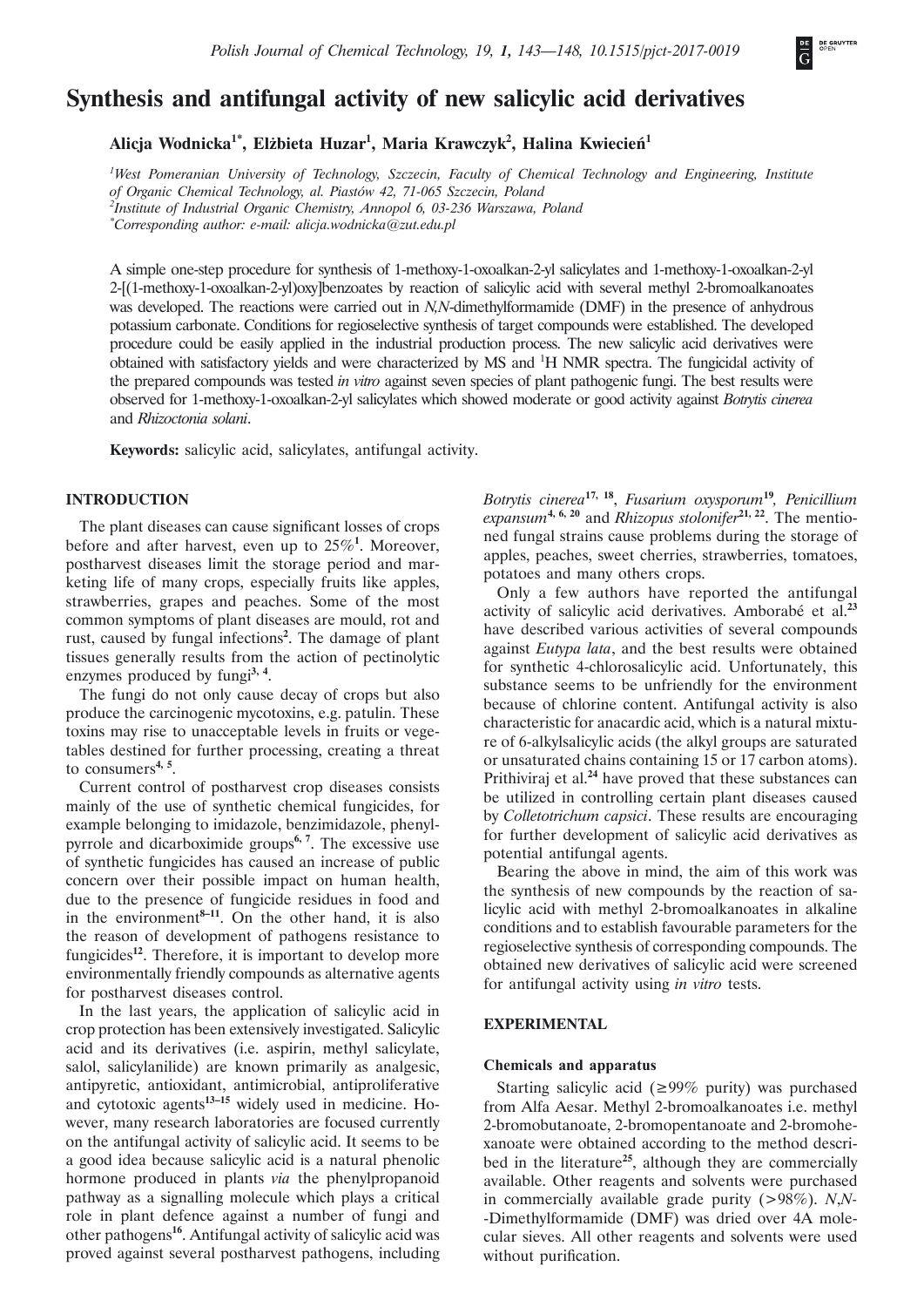# Synthesis and antifungal activity of new salicylic acid derivatives

**Alicja Wodnicka[1*], Elżbieta Huzar[1], Maria Krawczyk[2], Halina Kwiecień[1]**

[1]West Pomeranian University of Technology, Szczecin, Faculty of Chemical Technology and Engineering, Institute of Organic Chemical Technology, al. Piastów 42, 71-065 Szczecin, Poland
[2]Institute of Industrial Organic Chemistry, Annopol 6, 03-236 Warszawa, Poland
[*]Corresponding author: e-mail: alicja.wodnicka@zut.edu.pl

A simple one-step procedure for synthesis of 1-methoxy-1-oxoalkan-2-yl salicylates and 1-methoxy-1-oxoalkan-2-yl 2-[(1-methoxy-1-oxoalkan-2-yl)oxy]benzoates by reaction of salicylic acid with several methyl 2-bromoalkanoates was developed. The reactions were carried out in *N,N*-dimethylformamide (DMF) in the presence of anhydrous potassium carbonate. Conditions for regioselective synthesis of target compounds were established. The developed procedure could be easily applied in the industrial production process. The new salicylic acid derivatives were obtained with satisfactory yields and were characterized by MS and $^1$H NMR spectra. The fungicidal activity of the prepared compounds was tested *in vitro* against seven species of plant pathogenic fungi. The best results were observed for 1-methoxy-1-oxoalkan-2-yl salicylates which showed moderate or good activity against *Botrytis cinerea* and *Rhizoctonia solani*.

**Keywords:** salicylic acid, salicylates, antifungal activity.

## INTRODUCTION

The plant diseases can cause significant losses of crops before and after harvest, even up to 25%[1]. Moreover, postharvest diseases limit the storage period and marketing life of many crops, especially fruits like apples, strawberries, grapes and peaches. Some of the most common symptoms of plant diseases are mould, rot and rust, caused by fungal infections[2]. The damage of plant tissues generally results from the action of pectinolytic enzymes produced by fungi[3, 4].

The fungi do not only cause decay of crops but also produce the carcinogenic mycotoxins, e.g. patulin. These toxins may rise to unacceptable levels in fruits or vegetables destined for further processing, creating a threat to consumers[4, 5].

Current control of postharvest crop diseases consists mainly of the use of synthetic chemical fungicides, for example belonging to imidazole, benzimidazole, phenylpyrrole and dicarboximide groups[6, 7]. The excessive use of synthetic fungicides has caused an increase of public concern over their possible impact on human health, due to the presence of fungicide residues in food and in the environment[8–11]. On the other hand, it is also the reason of development of pathogens resistance to fungicides[12]. Therefore, it is important to develop more environmentally friendly compounds as alternative agents for postharvest diseases control.

In the last years, the application of salicylic acid in crop protection has been extensively investigated. Salicylic acid and its derivatives (i.e. aspirin, methyl salicylate, salol, salicylanilide) are known primarily as analgesic, antipyretic, antioxidant, antimicrobial, antiproliferative and cytotoxic agents[13–15] widely used in medicine. However, many research laboratories are focused currently on the antifungal activity of salicylic acid. It seems to be a good idea because salicylic acid is a natural phenolic phenolic hormone produced in plants *via* the phenylpropanoid pathway as a signalling molecule which plays a critical role in plant defence against a number of fungi and other pathogens[16]. Antifungal activity of salicylic acid was proved against several postharvest pathogens, including *Botrytis cinerea*[17, 18], *Fusarium oxysporum*[19], *Penicillium expansum*[4, 6, 20] and *Rhizopus stolonifer*[21, 22]. The mentioned fungal strains cause problems during the storage of apples, peaches, sweet cherries, strawberries, tomatoes, potatoes and many others crops.

Only a few authors have reported the antifungal activity of salicylic acid derivatives. Amborabé et al.[23] have described various activities of several compounds against *Eutypa lata*, and the best results were obtained for synthetic 4-chlorosalicylic acid. Unfortunately, this substance seems to be unfriendly for the environment because of chlorine content. Antifungal activity is also characteristic for anacardic acid, which is a natural mixture of 6-alkylsalicylic acids (the alkyl groups are saturated or unsaturated chains containing 15 or 17 carbon atoms). Prithiviraj et al.[24] have proved that these substances can be utilized in controlling certain plant diseases caused by *Colletotrichum capsici*. These results are encouraging for further development of salicylic acid derivatives as potential antifungal agents.

Bearing the above in mind, the aim of this work was the synthesis of new compounds by the reaction of salicylic acid with methyl 2-bromoalkanoates in alkaline conditions and to establish favourable parameters for the regioselective synthesis of corresponding compounds. The obtained new derivatives of salicylic acid were screened for antifungal activity using *in vitro* tests.

## EXPERIMENTAL

### Chemicals and apparatus

Starting salicylic acid (≥99% purity) was purchased from Alfa Aesar. Methyl 2-bromoalkanoates i.e. methyl 2-bromobutanoate, 2-bromopentanoate and 2-bromohexanoate were obtained according to the method described in the literature[25], although they are commercially available. Other reagents and solvents were purchased in commercially available grade purity (>98%). *N,N*-Dimethylformamide (DMF) was dried over 4A molecular sieves. All other reagents and solvents were used without purification.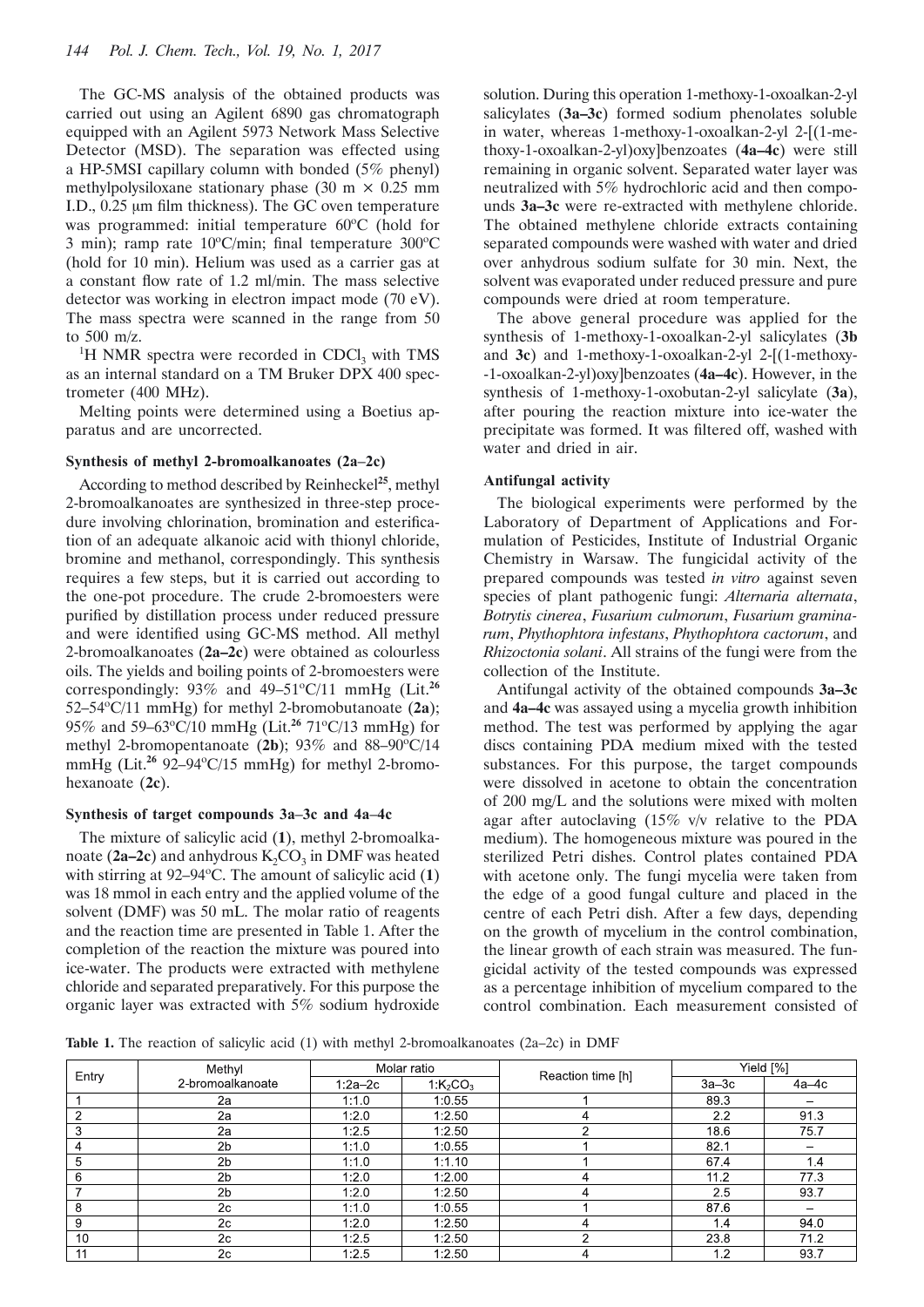The GC-MS analysis of the obtained products was carried out using an Agilent 6890 gas chromatograph equipped with an Agilent 5973 Network Mass Selective Detector (MSD). The separation was effected using a HP-5MSI capillary column with bonded (5% phenyl) methylpolysiloxane stationary phase (30 m × 0.25 mm I.D., 0.25 μm film thickness). The GC oven temperature was programmed: initial temperature 60°C (hold for 3 min); ramp rate 10°C/min; final temperature 300°C (hold for 10 min). Helium was used as a carrier gas at a constant flow rate of 1.2 ml/min. The mass selective detector was working in electron impact mode (70 eV). The mass spectra were scanned in the range from 50 to 500 m/z.

$^1$H NMR spectra were recorded in $CDCl_3$ with TMS as an internal standard on a TM Bruker DPX 400 spectrometer (400 MHz).

Melting points were determined using a Boetius apparatus and are uncorrected.

### Synthesis of methyl 2-bromoalkanoates (2a–2c)

According to method described by Reinheckel[25], methyl 2-bromoalkanoates are synthesized in three-step procedure involving chlorination, bromination and esterification of an adequate alkanoic acid with thionyl chloride, bromine and methanol, correspondingly. This synthesis requires a few steps, but it is carried out according to the one-pot procedure. The crude 2-bromoesters were purified by distillation process under reduced pressure and were identified using GC-MS method. All methyl 2-bromoalkanoates (**2a–2c**) were obtained as colourless oils. The yields and boiling points of 2-bromoesters were correspondingly: 93% and 49–51°C/11 mmHg (Lit.[26] 52–54°C/11 mmHg) for methyl 2-bromobutanoate (**2a**); 95% and 59–63°C/10 mmHg (Lit.[26] 71°C/13 mmHg) for methyl 2-bromopentanoate (**2b**); 93% and 88–90°C/14 mmHg (Lit.[26] 92–94°C/15 mmHg) for methyl 2-bromohexanoate (**2c**).

### Synthesis of target compounds 3a–3c and 4a–4c

The mixture of salicylic acid (**1**), methyl 2-bromoalkanoate (**2a–2c**) and anhydrous $K_2CO_3$ in DMF was heated with stirring at 92–94°C. The amount of salicylic acid (**1**) was 18 mmol in each entry and the applied volume of the solvent (DMF) was 50 mL. The molar ratio of reagents and the reaction time are presented in Table 1. After the completion of the reaction the mixture was poured into ice-water. The products were extracted with methylene chloride and separated preparatively. For this purpose the organic layer was extracted with 5% sodium hydroxide solution. During this operation 1-methoxy-1-oxoalkan-2-yl salicylates (**3a–3c**) formed sodium phenolates soluble in water, whereas 1-methoxy-1-oxoalkan-2-yl 2-[(1-methoxy-1-oxoalkan-2-yl)oxy]benzoates (**4a–4c**) were still remaining in organic solvent. Separated water layer was neutralized with 5% hydrochloric acid and then compounds **3a–3c** were re-extracted with methylene chloride. The obtained methylene chloride extracts containing separated compounds were washed with water and dried over anhydrous sodium sulfate for 30 min. Next, the solvent was evaporated under reduced pressure and pure compounds were dried at room temperature.

The above general procedure was applied for the synthesis of 1-methoxy-1-oxoalkan-2-yl salicylates (**3b** and **3c**) and 1-methoxy-1-oxoalkan-2-yl 2-[(1-methoxy-1-oxoalkan-2-yl)oxy]benzoates (**4a–4c**). However, in the synthesis of 1-methoxy-1-oxobutan-2-yl salicylate (**3a**), after pouring the reaction mixture into ice-water the precipitate was formed. It was filtered off, washed with water and dried in air.

### Antifungal activity

The biological experiments were performed by the Laboratory of Department of Applications and Formulation of Pesticides, Institute of Industrial Organic Chemistry in Warsaw. The fungicidal activity of the prepared compounds was tested *in vitro* against seven species of plant pathogenic fungi: *Alternaria alternata*, *Botrytis cinerea*, *Fusarium culmorum*, *Fusarium graminarum*, *Phythophtora infestans*, *Phythophtora cactorum*, and *Rhizoctonia solani*. All strains of the fungi were from the collection of the Institute.

Antifungal activity of the obtained compounds **3a–3c** and **4a–4c** was assayed using a mycelia growth inhibition method. The test was performed by applying the agar discs containing PDA medium mixed with the tested substances. For this purpose, the target compounds were dissolved in acetone to obtain the concentration of 200 mg/L and the solutions were mixed with molten agar after autoclaving (15% v/v relative to the PDA medium). The homogeneous mixture was poured in the sterilized Petri dishes. Control plates contained PDA with acetone only. The fungi mycelia were taken from the edge of a good fungal culture and placed in the centre of each Petri dish. After a few days, depending on the growth of mycelium in the control combination, the linear growth of each strain was measured. The fungicidal activity of the tested compounds was expressed as a percentage inhibition of mycelium compared to the control combination. Each measurement consisted of

**Table 1.** The reaction of salicylic acid (1) with methyl 2-bromoalkanoates (2a–2c) in DMF

| Entry | Methyl 2-bromoalkanoate | Molar ratio | | Reaction time [h] | Yield [%] | |
|---|---|---|---|---|---|---|
| | | 1:2a–2c | 1:$K_2CO_3$ | | 3a–3c | 4a–4c |
| 1 | 2a | 1:1.0 | 1:0.55 | 1 | 89.3 | – |
| 2 | 2a | 1:2.0 | 1:2.50 | 4 | 2.2 | 91.3 |
| 3 | 2a | 1:2.5 | 1:2.50 | 2 | 18.6 | 75.7 |
| 4 | 2b | 1:1.0 | 1:0.55 | 1 | 82.1 | – |
| 5 | 2b | 1:1.0 | 1:1.10 | 1 | 67.4 | 1.4 |
| 6 | 2b | 1:2.0 | 1:2.00 | 4 | 11.2 | 77.3 |
| 7 | 2b | 1:2.0 | 1:2.50 | 4 | 2.5 | 93.7 |
| 8 | 2c | 1:1.0 | 1:0.55 | 1 | 87.6 | – |
| 9 | 2c | 1:2.0 | 1:2.50 | 4 | 1.4 | 94.0 |
| 10 | 2c | 1:2.5 | 1:2.50 | 2 | 23.8 | 71.2 |
| 11 | 2c | 1:2.5 | 1:2.50 | 4 | 1.2 | 93.7 |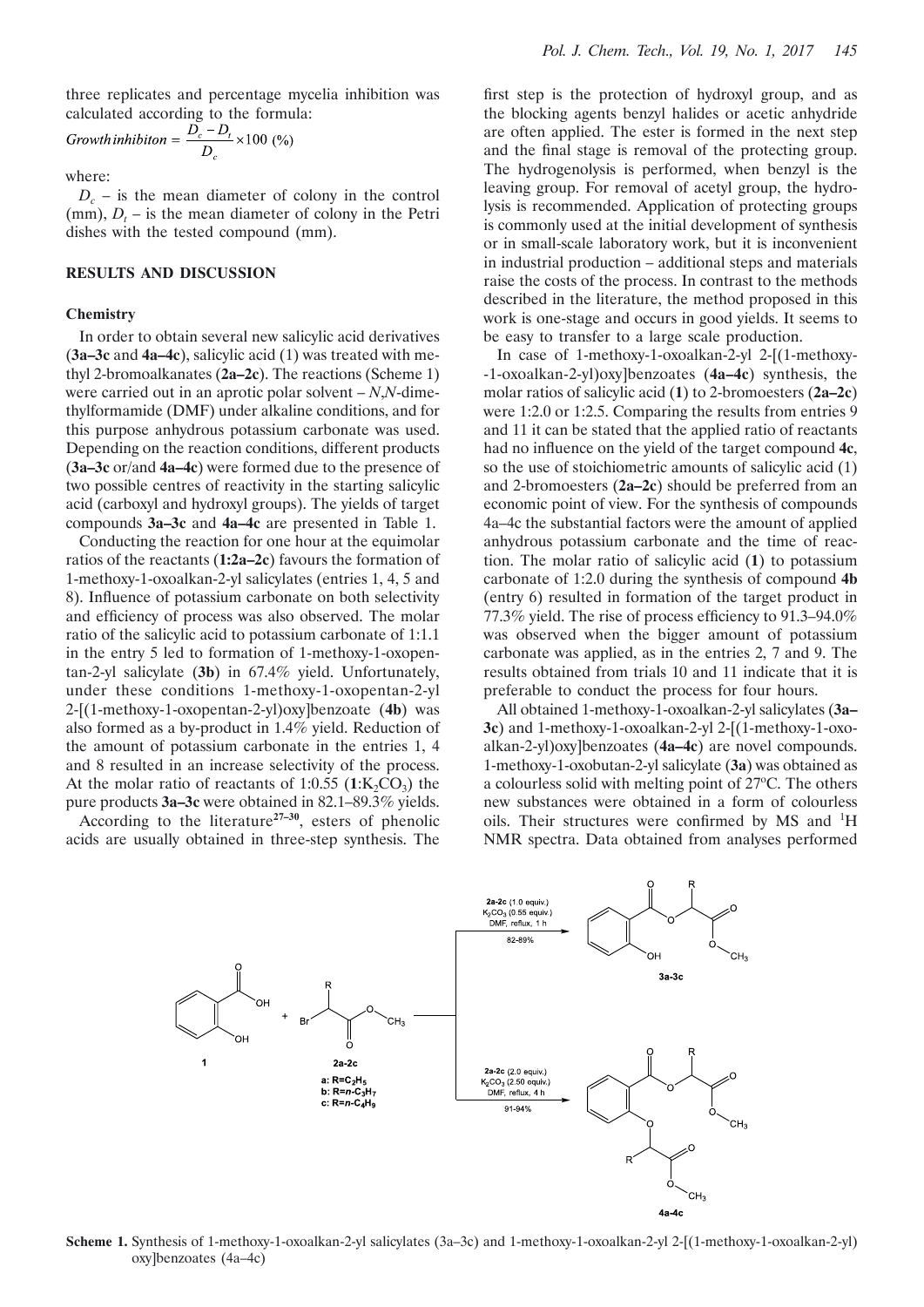three replicates and percentage mycelia inhibition was calculated according to the formula:

$$Growth\,inhibiton = \frac{D_c - D_t}{D_c} \times 100\ (\%)$$

where:

$D_c$ – is the mean diameter of colony in the control (mm), $D_t$ – is the mean diameter of colony in the Petri dishes with the tested compound (mm).

## RESULTS AND DISCUSSION

### Chemistry

In order to obtain several new salicylic acid derivatives (**3a–3c** and **4a–4c**), salicylic acid (1) was treated with methyl 2-bromoalkanates (**2a–2c**). The reactions (Scheme 1) were carried out in an aprotic polar solvent – *N*,*N*-dimethylformamide (DMF) under alkaline conditions, and for this purpose anhydrous potassium carbonate was used. Depending on the reaction conditions, different products (**3a–3c** or/and **4a–4c**) were formed due to the presence of two possible centres of reactivity in the starting salicylic acid (carboxyl and hydroxyl groups). The yields of target compounds **3a–3c** and **4a–4c** are presented in Table 1.

Conducting the reaction for one hour at the equimolar ratios of the reactants (**1:2a–2c**) favours the formation of 1-methoxy-1-oxoalkan-2-yl salicylates (entries 1, 4, 5 and 8). Influence of potassium carbonate on both selectivity and efficiency of process was also observed. The molar ratio of the salicylic acid to potassium carbonate of 1:1.1 in the entry 5 led to formation of 1-methoxy-1-oxopentan-2-yl salicylate (**3b**) in 67.4% yield. Unfortunately, under these conditions 1-methoxy-1-oxopentan-2-yl 2-[(1-methoxy-1-oxopentan-2-yl)oxy]benzoate (**4b**) was also formed as a by-product in 1.4% yield. Reduction of the amount of potassium carbonate in the entries 1, 4 and 8 resulted in an increase selectivity of the process. At the molar ratio of reactants of 1:0.55 (**1**:$K_2CO_3$) the pure products **3a–3c** were obtained in 82.1–89.3% yields.

According to the literature[27–30], esters of phenolic acids are usually obtained in three-step synthesis. The first step is the protection of hydroxyl group, and as the blocking agents benzyl halides or acetic anhydride are often applied. The ester is formed in the next step and the final stage is removal of the protecting group. The hydrogenolysis is performed, when benzyl is the leaving group. For removal of acetyl group, the hydrolysis is recommended. Application of protecting groups is commonly used at the initial development of synthesis or in small-scale laboratory work, but it is inconvenient in industrial production – additional steps and materials raise the costs of the process. In contrast to the methods described in the literature, the method proposed in this work is one-stage and occurs in good yields. It seems to be easy to transfer to a large scale production.

In case of 1-methoxy-1-oxoalkan-2-yl 2-[(1-methoxy-1-oxoalkan-2-yl)oxy]benzoates (**4a–4c**) synthesis, the molar ratios of salicylic acid (**1**) to 2-bromoesters (**2a–2c**) were 1:2.0 or 1:2.5. Comparing the results from entries 9 and 11 it can be stated that the applied ratio of reactants had no influence on the yield of the target compound **4c**, so the use of stoichiometric amounts of salicylic acid (1) and 2-bromoesters (**2a–2c**) should be preferred from an economic point of view. For the synthesis of compounds 4a–4c the substantial factors were the amount of applied anhydrous potassium carbonate and the time of reaction. The molar ratio of salicylic acid (**1**) to potassium carbonate of 1:2.0 during the synthesis of compound **4b** (entry 6) resulted in formation of the target product in 77.3% yield. The rise of process efficiency to 91.3–94.0% was observed when the bigger amount of potassium carbonate was applied, as in the entries 2, 7 and 9. The results obtained from trials 10 and 11 indicate that it is preferable to conduct the process for four hours.

All obtained 1-methoxy-1-oxoalkan-2-yl salicylates (**3a–3c**) and 1-methoxy-1-oxoalkan-2-yl 2-[(1-methoxy-1-oxoalkan-2-yl)oxy]benzoates (**4a–4c**) are novel compounds. 1-methoxy-1-oxobutan-2-yl salicylate (**3a**) was obtained as a colourless solid with melting point of 27°C. The others new substances were obtained in a form of colourless oils. Their structures were confirmed by MS and $^{1}H$ NMR spectra. Data obtained from analyses performed

**Scheme 1.** Synthesis of 1-methoxy-1-oxoalkan-2-yl salicylates (3a–3c) and 1-methoxy-1-oxoalkan-2-yl 2-[(1-methoxy-1-oxoalkan-2-yl)oxy]benzoates (4a–4c)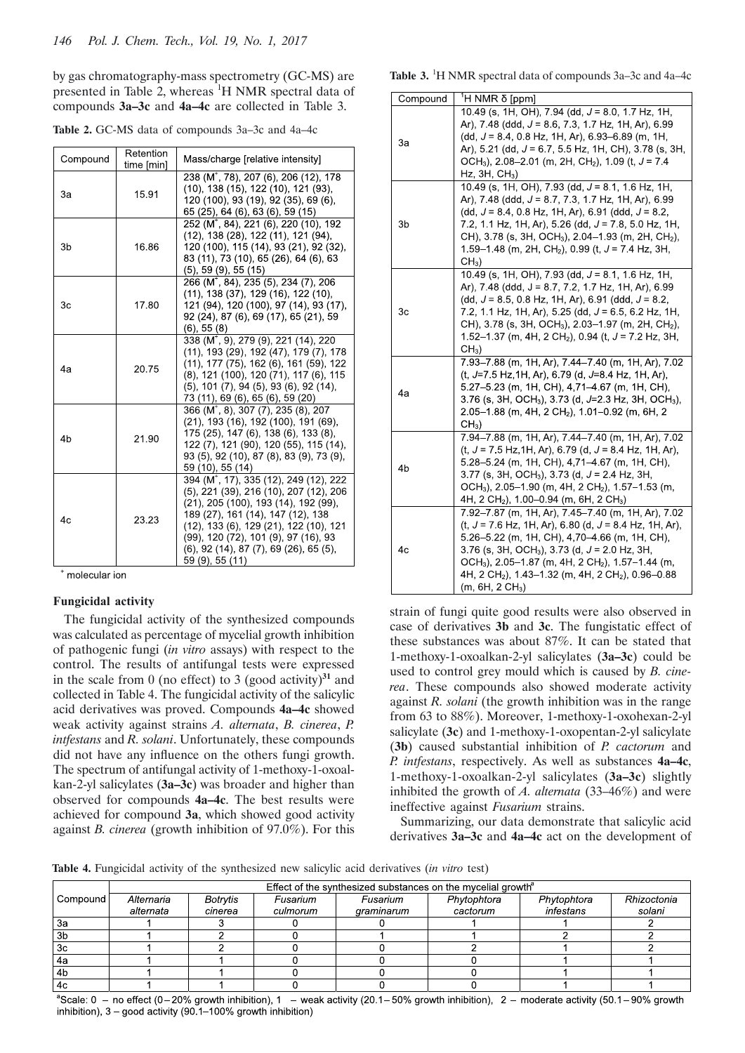by gas chromatography-mass spectrometry (GC-MS) are presented in Table 2, whereas $^{1}$H NMR spectral data of compounds **3a–3c** and **4a–4c** are collected in Table 3.

**Table 2.** GC-MS data of compounds 3a–3c and 4a–4c

| Compound | Retention time [min] | Mass/charge [relative intensity] |
|---|---|---|
| 3a | 15.91 | 238 (M$^{+}$, 78), 207 (6), 206 (12), 178 (10), 138 (15), 122 (10), 121 (93), 120 (100), 93 (19), 92 (35), 69 (6), 65 (25), 64 (6), 63 (6), 59 (15) |
| 3b | 16.86 | 252 (M$^{+}$, 84), 221 (6), 220 (10), 192 (12), 138 (28), 122 (11), 121 (94), 120 (100), 115 (14), 93 (21), 92 (32), 83 (11), 73 (10), 65 (26), 64 (6), 63 (5), 59 (9), 55 (15) |
| 3c | 17.80 | 266 (M$^{+}$, 84), 235 (5), 234 (7), 206 (11), 138 (37), 129 (16), 122 (10), 121 (94), 120 (100), 97 (14), 93 (17), 92 (24), 87 (6), 69 (17), 65 (21), 59 (6), 55 (8) |
| 4a | 20.75 | 338 (M$^{+}$, 9), 279 (9), 221 (14), 220 (11), 193 (29), 192 (47), 179 (7), 178 (11), 177 (75), 162 (6), 161 (59), 122 (8), 121 (100), 120 (71), 117 (6), 115 (5), 101 (7), 94 (5), 93 (6), 92 (14), 73 (11), 69 (6), 65 (6), 59 (20) |
| 4b | 21.90 | 366 (M$^{+}$, 8), 307 (7), 235 (8), 207 (21), 193 (16), 192 (100), 191 (69), 175 (25), 147 (6), 138 (6), 133 (8), 122 (7), 121 (90), 120 (55), 115 (14), 93 (5), 92 (10), 87 (8), 83 (9), 73 (9), 59 (10), 55 (14) |
| 4c | 23.23 | 394 (M$^{+}$, 17), 335 (12), 249 (12), 222 (5), 221 (39), 216 (10), 207 (12), 206 (21), 205 (100), 193 (14), 192 (99), 189 (27), 161 (14), 147 (12), 138 (12), 133 (6), 129 (21), 122 (10), 121 (99), 120 (72), 101 (9), 97 (16), 93 (6), 92 (14), 87 (6), 69 (26), 65 (5), 59 (9), 55 (11) |

$^{+}$ molecular ion

**Table 3.** $^{1}$H NMR spectral data of compounds 3a–3c and 4a–4c

| Compound | $^{1}$H NMR δ [ppm] |
|---|---|
| 3a | 10.49 (s, 1H, OH), 7.94 (dd, $J$ = 8.0, 1.7 Hz, 1H, Ar), 7.48 (ddd, $J$ = 8.6, 7.3, 1.7 Hz, 1H, Ar), 6.99 (dd, $J$ = 8.4, 0.8 Hz, 1H, Ar), 6.93–6.89 (m, 1H, Ar), 5.21 (dd, $J$ = 6.7, 5.5 Hz, 1H, CH), 3.78 (s, 3H, $OCH_3$), 2.08–2.01 (m, 2H, $CH_2$), 1.09 (t, $J$ = 7.4 Hz, 3H, $CH_3$) |
| 3b | 10.49 (s, 1H, OH), 7.93 (dd, $J$ = 8.1, 1.6 Hz, 1H, Ar), 7.48 (ddd, $J$ = 8.7, 7.3, 1.7 Hz, 1H, Ar), 6.99 (dd, $J$ = 8.4, 0.8 Hz, 1H, Ar), 6.91 (ddd, $J$ = 8.2, 7.2, 1.1 Hz, 1H, Ar), 5.26 (dd, $J$ = 7.8, 5.0 Hz, 1H, CH), 3.78 (s, 3H, $OCH_3$), 2.04–1.93 (m, 2H, $CH_2$), 1.59–1.48 (m, 2H, $CH_2$), 0.99 (t, $J$ = 7.4 Hz, 3H, $CH_3$) |
| 3c | 10.49 (s, 1H, OH), 7.93 (dd, $J$ = 8.1, 1.6 Hz, 1H, Ar), 7.48 (ddd, J = 8.7, 7.2, 1.7 Hz, 1H, Ar), 6.99 (dd, $J$ = 8.5, 0.8 Hz, 1H, Ar), 6.91 (ddd, $J$ = 8.2, 7.2, 1.1 Hz, 1H, Ar), 5.25 (dd, $J$ = 6.5, 6.2 Hz, 1H, CH), 3.78 (s, 3H, $OCH_3$), 2.03–1.97 (m, 2H, $CH_2$), 1.52–1.37 (m, 4H, 2 $CH_2$), 0.94 (t, $J$ = 7.2 Hz, 3H, $CH_3$) |
| 4a | 7.93–7.88 (m, 1H, Ar), 7.44–7.40 (m, 1H, Ar), 7.02 (t, $J$=7.5 Hz,1H, Ar), 6.79 (d, $J$=8.4 Hz, 1H, Ar), 5.27–5.23 (m, 1H, CH), 4,71–4.67 (m, 1H, CH), 3.76 (s, 3H, $OCH_3$), 3.73 (d, $J$=2.3 Hz, 3H, $OCH_3$), 2.05–1.88 (m, 4H, 2 $CH_2$), 1.01–0.92 (m, 6H, 2 $CH_3$) |
| 4b | 7.94–7.88 (m, 1H, Ar), 7.44–7.40 (m, 1H, Ar), 7.02 (t, $J$ = 7.5 Hz,1H, Ar), 6.79 (d, $J$ = 8.4 Hz, 1H, Ar), 5.28–5.24 (m, 1H, CH), 4,71–4.67 (m, 1H, CH), 3.77 (s, 3H, $OCH_3$), 3.73 (d, $J$ = 2.4 Hz, 3H, $OCH_3$), 2.05–1.90 (m, 4H, 2 $CH_2$), 1.57–1.53 (m, 4H, 2 $CH_2$), 1.00–0.94 (m, 6H, 2 $CH_3$) |
| 4c | 7.92–7.87 (m, 1H, Ar), 7.45–7.40 (m, 1H, Ar), 7.02 (t, $J$ = 7.6 Hz, 1H, Ar), 6.80 (d, $J$ = 8.4 Hz, 1H, Ar), 5.26–5.22 (m, 1H, CH), 4,70–4.66 (m, 1H, CH), 3.76 (s, 3H, $OCH_3$), 3.73 (d, $J$ = 2.0 Hz, 3H, $OCH_3$), 2.05–1.87 (m, 4H, 2 $CH_2$), 1.57–1.44 (m, 4H, 2 $CH_2$), 1.43–1.32 (m, 4H, 2 $CH_2$), 0.96–0.88 (m, 6H, 2 $CH_3$) |

### Fungicidal activity

The fungicidal activity of the synthesized compounds was calculated as percentage of mycelial growth inhibition of pathogenic fungi (*in vitro* assays) with respect to the control. The results of antifungal tests were expressed in the scale from 0 (no effect) to 3 (good activity)[31] and collected in Table 4. The fungicidal activity of the salicylic acid derivatives was proved. Compounds **4a–4c** showed weak activity against strains *A. alternata*, *B. cinerea*, *P. intfestans* and *R. solani*. Unfortunately, these compounds did not have any influence on the others fungi growth. The spectrum of antifungal activity of 1-methoxy-1-oxoalkan-2-yl salicylates (**3a–3c**) was broader and higher than observed for compounds **4a–4c**. The best results were achieved for compound **3a**, which showed good activity against *B. cinerea* (growth inhibition of 97.0%). For this strain of fungi quite good results were also observed in case of derivatives **3b** and **3c**. The fungistatic effect of these substances was about 87%. It can be stated that 1-methoxy-1-oxoalkan-2-yl salicylates (**3a–3c**) could be used to control grey mould which is caused by *B. cinerea*. These compounds also showed moderate activity against *R. solani* (the growth inhibition was in the range from 63 to 88%). Moreover, 1-methoxy-1-oxohexan-2-yl salicylate (**3c**) and 1-methoxy-1-oxopentan-2-yl salicylate (**3b**) caused substantial inhibition of *P. cactorum* and *P. intfestans*, respectively. As well as substances **4a–4c**, 1-methoxy-1-oxoalkan-2-yl salicylates (**3a–3c**) slightly inhibited the growth of *A. alternata* (33–46%) and were ineffective against *Fusarium* strains.

Summarizing, our data demonstrate that salicylic acid derivatives **3a–3c** and **4a–4c** act on the development of

**Table 4.** Fungicidal activity of the synthesized new salicylic acid derivatives (*in vitro* test)

| Compound | Effect of the synthesized substances on the mycelial growth[a] | | | | | | |
|---|---|---|---|---|---|---|---|
| | *Alternaria alternata* | *Botrytis cinerea* | *Fusarium culmorum* | *Fusarium graminarum* | *Phytophtora cactorum* | *Phytophtora infestans* | *Rhizoctonia solani* |
| 3a | 1 | 3 | 0 | 0 | 1 | 1 | 2 |
| 3b | 1 | 2 | 0 | 1 | 1 | 2 | 2 |
| 3c | 1 | 2 | 0 | 0 | 2 | 1 | 2 |
| 4a | 1 | 1 | 0 | 0 | 0 | 1 | 1 |
| 4b | 1 | 1 | 0 | 0 | 0 | 1 | 1 |
| 4c | 1 | 1 | 0 | 0 | 0 | 1 | 1 |

[a]Scale: 0 – no effect (0–20% growth inhibition), 1 – weak activity (20.1–50% growth inhibition), 2 – moderate activity (50.1–90% growth inhibition), 3 – good activity (90.1–100% growth inhibition)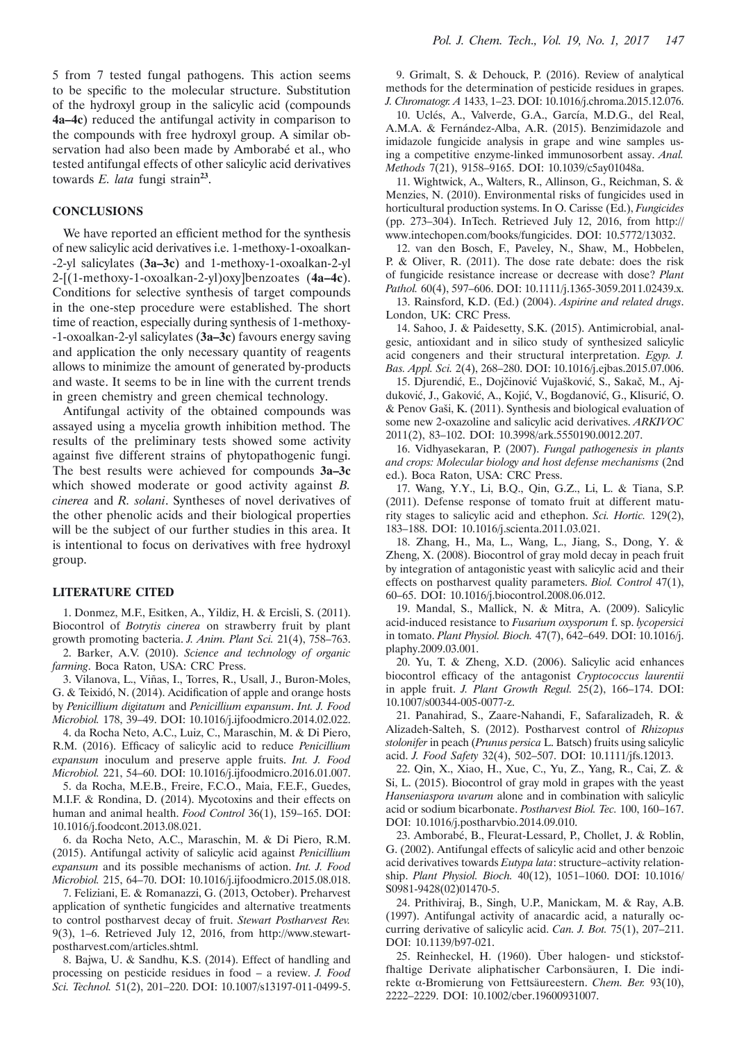5 from 7 tested fungal pathogens. This action seems to be specific to the molecular structure. Substitution of the hydroxyl group in the salicylic acid (compounds **4a–4c**) reduced the antifungal activity in comparison to the compounds with free hydroxyl group. A similar observation had also been made by Amborabé et al., who tested antifungal effects of other salicylic acid derivatives towards *E. lata* fungi strain[23].

## CONCLUSIONS

We have reported an efficient method for the synthesis of new salicylic acid derivatives i.e. 1-methoxy-1-oxoalkan-2-yl salicylates (**3a–3c**) and 1-methoxy-1-oxoalkan-2-yl 2-[(1-methoxy-1-oxoalkan-2-yl)oxy]benzoates (**4a–4c**). Conditions for selective synthesis of target compounds in the one-step procedure were established. The short time of reaction, especially during synthesis of 1-methoxy-1-oxoalkan-2-yl salicylates (**3a–3c**) favours energy saving and application the only necessary quantity of reagents allows to minimize the amount of generated by-products and waste. It seems to be in line with the current trends in green chemistry and green chemical technology.

Antifungal activity of the obtained compounds was assayed using a mycelia growth inhibition method. The results of the preliminary tests showed some activity against five different strains of phytopathogenic fungi. The best results were achieved for compounds **3a–3c** which showed moderate or good activity against *B. cinerea* and *R. solani*. Syntheses of novel derivatives of the other phenolic acids and their biological properties will be the subject of our further studies in this area. It is intentional to focus on derivatives with free hydroxyl group.

## LITERATURE CITED

1. Donmez, M.F., Esitken, A., Yildiz, H. & Ercisli, S. (2011). Biocontrol of *Botrytis cinerea* on strawberry fruit by plant growth promoting bacteria. *J. Anim. Plant Sci.* 21(4), 758–763.

2. Barker, A.V. (2010). *Science and technology of organic farming*. Boca Raton, USA: CRC Press.

3. Vilanova, L., Viñas, I., Torres, R., Usall, J., Buron-Moles, G. & Teixidó, N. (2014). Acidification of apple and orange hosts by *Penicillium digitatum* and *Penicillium expansum*. *Int. J. Food Microbiol.* 178, 39–49. DOI: 10.1016/j.ijfoodmicro.2014.02.022.

4. da Rocha Neto, A.C., Luiz, C., Maraschin, M. & Di Piero, R.M. (2016). Efficacy of salicylic acid to reduce *Penicillium expansum* inoculum and preserve apple fruits. *Int. J. Food Microbiol.* 221, 54–60. DOI: 10.1016/j.ijfoodmicro.2016.01.007.

5. da Rocha, M.E.B., Freire, F.C.O., Maia, F.E.F., Guedes, M.I.F. & Rondina, D. (2014). Mycotoxins and their effects on human and animal health. *Food Control* 36(1), 159–165. DOI: 10.1016/j.foodcont.2013.08.021.

6. da Rocha Neto, A.C., Maraschin, M. & Di Piero, R.M. (2015). Antifungal activity of salicylic acid against *Penicillium expansum* and its possible mechanisms of action. *Int. J. Food Microbiol.* 215, 64–70. DOI: 10.1016/j.ijfoodmicro.2015.08.018.

7. Feliziani, E. & Romanazzi, G. (2013, October). Preharvest application of synthetic fungicides and alternative treatments to control postharvest decay of fruit. *Stewart Postharvest Rev.* 9(3), 1–6. Retrieved July 12, 2016, from http://www.stewartpostharvest.com/articles.shtml.

8. Bajwa, U. & Sandhu, K.S. (2014). Effect of handling and processing on pesticide residues in food – a review. *J. Food Sci. Technol.* 51(2), 201–220. DOI: 10.1007/s13197-011-0499-5.

9. Grimalt, S. & Dehouck, P. (2016). Review of analytical methods for the determination of pesticide residues in grapes. *J. Chromatogr. A* 1433, 1–23. DOI: 10.1016/j.chroma.2015.12.076.

10. Uclés, A., Valverde, G.A., García, M.D.G., del Real, A.M.A. & Fernández-Alba, A.R. (2015). Benzimidazole and imidazole fungicide analysis in grape and wine samples using a competitive enzyme-linked immunosorbent assay. *Anal. Methods* 7(21), 9158–9165. DOI: 10.1039/c5ay01048a.

11. Wightwick, A., Walters, R., Allinson, G., Reichman, S. & Menzies, N. (2010). Environmental risks of fungicides used in horticultural production systems. In O. Carisse (Ed.), *Fungicides* (pp. 273–304). InTech. Retrieved July 12, 2016, from http://www.intechopen.com/books/fungicides. DOI: 10.5772/13032.

12. van den Bosch, F., Paveley, N., Shaw, M., Hobbelen, P. & Oliver, R. (2011). The dose rate debate: does the risk of fungicide resistance increase or decrease with dose? *Plant Pathol.* 60(4), 597–606. DOI: 10.1111/j.1365-3059.2011.02439.x.

13. Rainsford, K.D. (Ed.) (2004). *Aspirine and related drugs*. London, UK: CRC Press.

14. Sahoo, J. & Paidesetty, S.K. (2015). Antimicrobial, analgesic, antioxidant and in silico study of synthesized salicylic acid congeners and their structural interpretation. *Egyp. J. Bas. Appl. Sci.* 2(4), 268–280. DOI: 10.1016/j.ejbas.2015.07.006.

15. Djurendić, E., Dojčinović Vujašković, S., Sakač, M., Ajduković, J., Gaković, A., Kojić, V., Bogdanović, G., Klisurić, O. & Penov Gaši, K. (2011). Synthesis and biological evaluation of some new 2-oxazoline and salicylic acid derivatives. *ARKIVOC* 2011(2), 83–102. DOI: 10.3998/ark.5550190.0012.207.

16. Vidhyasekaran, P. (2007). *Fungal pathogenesis in plants and crops: Molecular biology and host defense mechanisms* (2nd ed.). Boca Raton, USA: CRC Press.

17. Wang, Y.Y., Li, B.Q., Qin, G.Z., Li, L. & Tiana, S.P. (2011). Defense response of tomato fruit at different maturity stages to salicylic acid and ethephon. *Sci. Hortic.* 129(2), 183–188. DOI: 10.1016/j.scienta.2011.03.021.

18. Zhang, H., Ma, L., Wang, L., Jiang, S., Dong, Y. & Zheng, X. (2008). Biocontrol of gray mold decay in peach fruit by integration of antagonistic yeast with salicylic acid and their effects on postharvest quality parameters. *Biol. Control* 47(1), 60–65. DOI: 10.1016/j.biocontrol.2008.06.012.

19. Mandal, S., Mallick, N. & Mitra, A. (2009). Salicylic acid-induced resistance to *Fusarium oxysporum* f. sp. *lycopersici* in tomato. *Plant Physiol. Bioch.* 47(7), 642–649. DOI: 10.1016/j.plaphy.2009.03.001.

20. Yu, T. & Zheng, X.D. (2006). Salicylic acid enhances biocontrol efficacy of the antagonist *Cryptococcus laurentii* in apple fruit. *J. Plant Growth Regul.* 25(2), 166–174. DOI: 10.1007/s00344-005-0077-z.

21. Panahirad, S., Zaare-Nahandi, F., Safaralizadeh, R. & Alizadeh-Salteh, S. (2012). Postharvest control of *Rhizopus stolonifer* in peach (*Prunus persica* L. Batsch) fruits using salicylic acid. *J. Food Safety* 32(4), 502–507. DOI: 10.1111/jfs.12013.

22. Qin, X., Xiao, H., Xue, C., Yu, Z., Yang, R., Cai, Z. & Si, L. (2015). Biocontrol of gray mold in grapes with the yeast *Hanseniaspora uvarum* alone and in combination with salicylic acid or sodium bicarbonate. *Postharvest Biol. Tec.* 100, 160–167. DOI: 10.1016/j.postharvbio.2014.09.010.

23. Amborabé, B., Fleurat-Lessard, P., Chollet, J. & Roblin, G. (2002). Antifungal effects of salicylic acid and other benzoic acid derivatives towards *Eutypa lata*: structure–activity relationship. *Plant Physiol. Bioch.* 40(12), 1051–1060. DOI: 10.1016/S0981-9428(02)01470-5.

24. Prithiviraj, B., Singh, U.P., Manickam, M. & Ray, A.B. (1997). Antifungal activity of anacardic acid, a naturally occurring derivative of salicylic acid. *Can. J. Bot.* 75(1), 207–211. DOI: 10.1139/b97-021.

25. Reinheckel, H. (1960). Über halogen- und stickstoffhaltige Derivate aliphatischer Carbonsäuren, I. Die indirekte α-Bromierung von Fettsäureestern. *Chem. Ber.* 93(10), 2222–2229. DOI: 10.1002/cber.19600931007.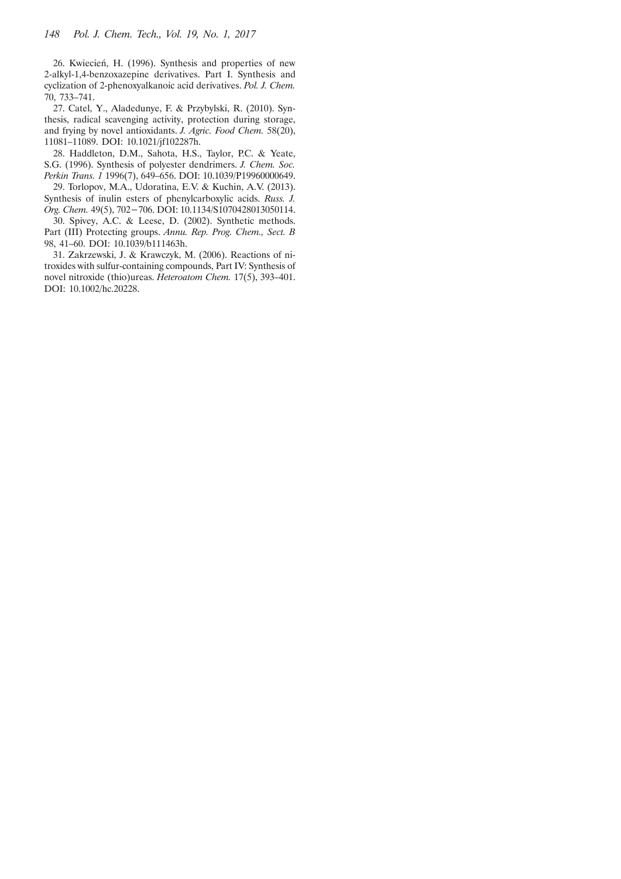26. Kwiecień, H. (1996). Synthesis and properties of new 2-alkyl-1,4-benzoxazepine derivatives. Part I. Synthesis and cyclization of 2-phenoxyalkanoic acid derivatives. *Pol. J. Chem.* 70, 733–741.

27. Catel, Y., Aladedunye, F. & Przybylski, R. (2010). Synthesis, radical scavenging activity, protection during storage, and frying by novel antioxidants. *J. Agric. Food Chem.* 58(20), 11081–11089. DOI: 10.1021/jf102287h.

28. Haddleton, D.M., Sahota, H.S., Taylor, P.C. & Yeate, S.G. (1996). Synthesis of polyester dendrimers. *J. Chem. Soc. Perkin Trans. 1* 1996(7), 649–656. DOI: 10.1039/P19960000649.

29. Torlopov, M.A., Udoratina, E.V. & Kuchin, A.V. (2013). Synthesis of inulin esters of phenylcarboxylic acids. *Russ. J. Org. Chem.* 49(5), 702−706. DOI: 10.1134/S1070428013050114.

30. Spivey, A.C. & Leese, D. (2002). Synthetic methods. Part (III) Protecting groups. *Annu. Rep. Prog. Chem., Sect. B* 98, 41–60. DOI: 10.1039/b111463h.

31. Zakrzewski, J. & Krawczyk, M. (2006). Reactions of nitroxides with sulfur-containing compounds, Part IV: Synthesis of novel nitroxide (thio)ureas. *Heteroatom Chem.* 17(5), 393–401. DOI: 10.1002/hc.20228.